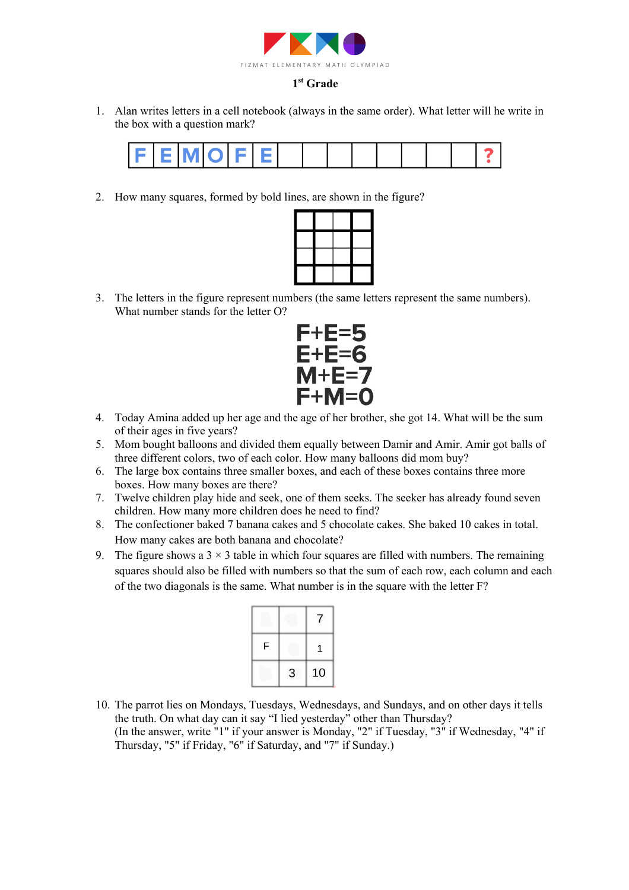FIZMAT ELEMENTARY MATH OLYMPIAD

**1st Grade**

1. Alan writes letters in a cell notebook (always in the same order). What letter will he write in the box with a question mark?

| F | E | M | O | F | E | | | | | | | | | ? |
|---|---|---|---|---|---|---|---|---|---|---|---|---|---|---|

2. How many squares, formed by bold lines, are shown in the figure?

3. The letters in the figure represent numbers (the same letters represent the same numbers). What number stands for the letter O?

$$F+E=5$$
$$E+E=6$$
$$M+E=7$$
$$F+M=O$$

4. Today Amina added up her age and the age of her brother, she got 14. What will be the sum of their ages in five years?
5. Mom bought balloons and divided them equally between Damir and Amir. Amir got balls of three different colors, two of each color. How many balloons did mom buy?
6. The large box contains three smaller boxes, and each of these boxes contains three more boxes. How many boxes are there?
7. Twelve children play hide and seek, one of them seeks. The seeker has already found seven children. How many more children does he need to find?
8. The confectioner baked 7 banana cakes and 5 chocolate cakes. She baked 10 cakes in total. How many cakes are both banana and chocolate?
9. The figure shows a $3 \times 3$ table in which four squares are filled with numbers. The remaining squares should also be filled with numbers so that the sum of each row, each column and each of the two diagonals is the same. What number is in the square with the letter F?

| | | 7 |
|---|---|---|
| F | | 1 |
| | 3 | 10 |

10. The parrot lies on Mondays, Tuesdays, Wednesdays, and Sundays, and on other days it tells the truth. On what day can it say "I lied yesterday" other than Thursday?
(In the answer, write "1" if your answer is Monday, "2" if Tuesday, "3" if Wednesday, "4" if Thursday, "5" if Friday, "6" if Saturday, and "7" if Sunday.)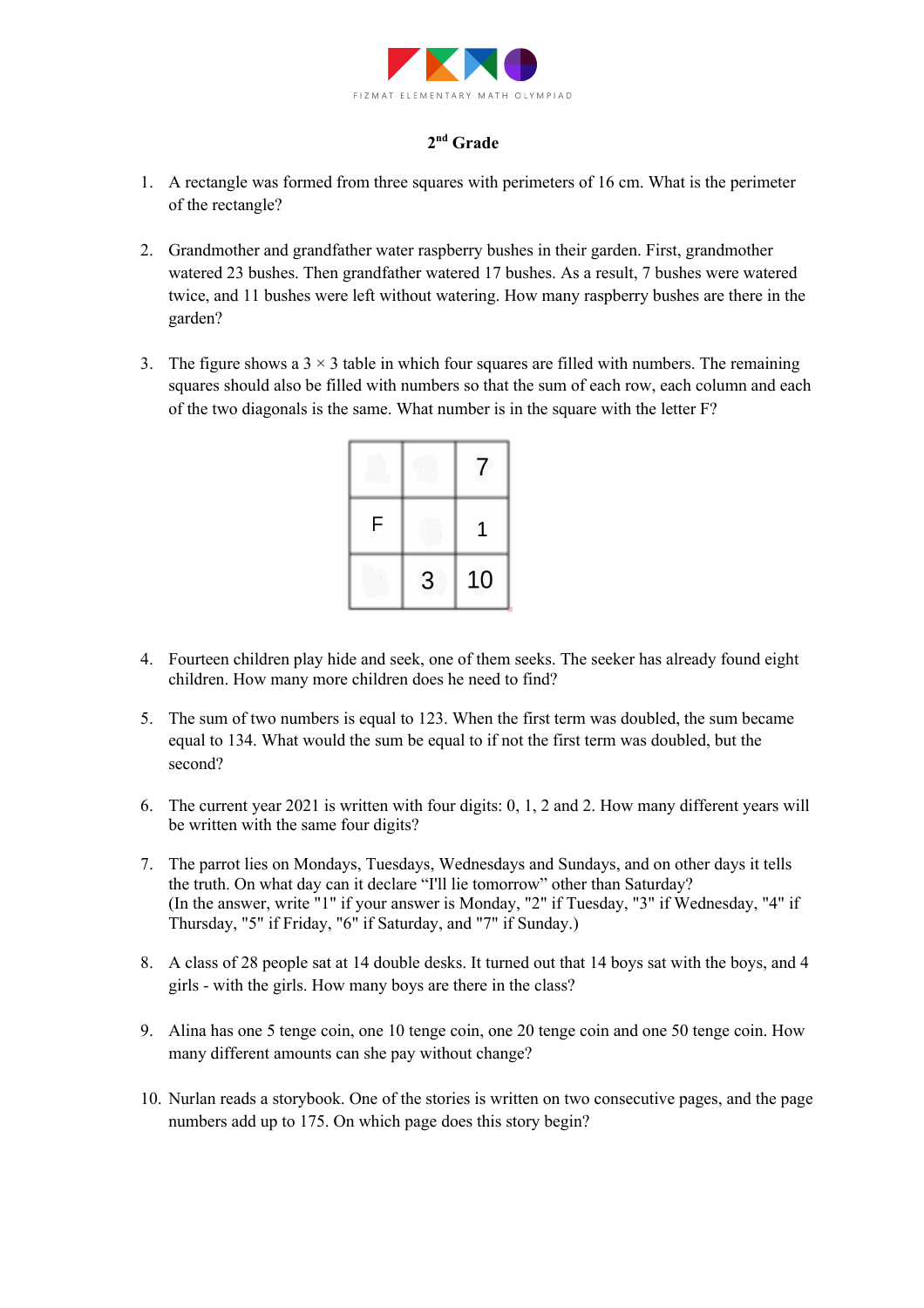FIZMAT ELEMENTARY MATH OLYMPIAD

## 2nd Grade

1. A rectangle was formed from three squares with perimeters of 16 cm. What is the perimeter of the rectangle?

2. Grandmother and grandfather water raspberry bushes in their garden. First, grandmother watered 23 bushes. Then grandfather watered 17 bushes. As a result, 7 bushes were watered twice, and 11 bushes were left without watering. How many raspberry bushes are there in the garden?

3. The figure shows a $3 \times 3$ table in which four squares are filled with numbers. The remaining squares should also be filled with numbers so that the sum of each row, each column and each of the two diagonals is the same. What number is in the square with the letter F?

|   |   |   |
|---|---|---|
|   |   | 7 |
| F |   | 1 |
|   | 3 | 10 |

4. Fourteen children play hide and seek, one of them seeks. The seeker has already found eight children. How many more children does he need to find?

5. The sum of two numbers is equal to 123. When the first term was doubled, the sum became equal to 134. What would the sum be equal to if not the first term was doubled, but the second?

6. The current year 2021 is written with four digits: 0, 1, 2 and 2. How many different years will be written with the same four digits?

7. The parrot lies on Mondays, Tuesdays, Wednesdays and Sundays, and on other days it tells the truth. On what day can it declare "I'll lie tomorrow" other than Saturday?
(In the answer, write "1" if your answer is Monday, "2" if Tuesday, "3" if Wednesday, "4" if Thursday, "5" if Friday, "6" if Saturday, and "7" if Sunday.)

8. A class of 28 people sat at 14 double desks. It turned out that 14 boys sat with the boys, and 4 girls - with the girls. How many boys are there in the class?

9. Alina has one 5 tenge coin, one 10 tenge coin, one 20 tenge coin and one 50 tenge coin. How many different amounts can she pay without change?

10. Nurlan reads a storybook. One of the stories is written on two consecutive pages, and the page numbers add up to 175. On which page does this story begin?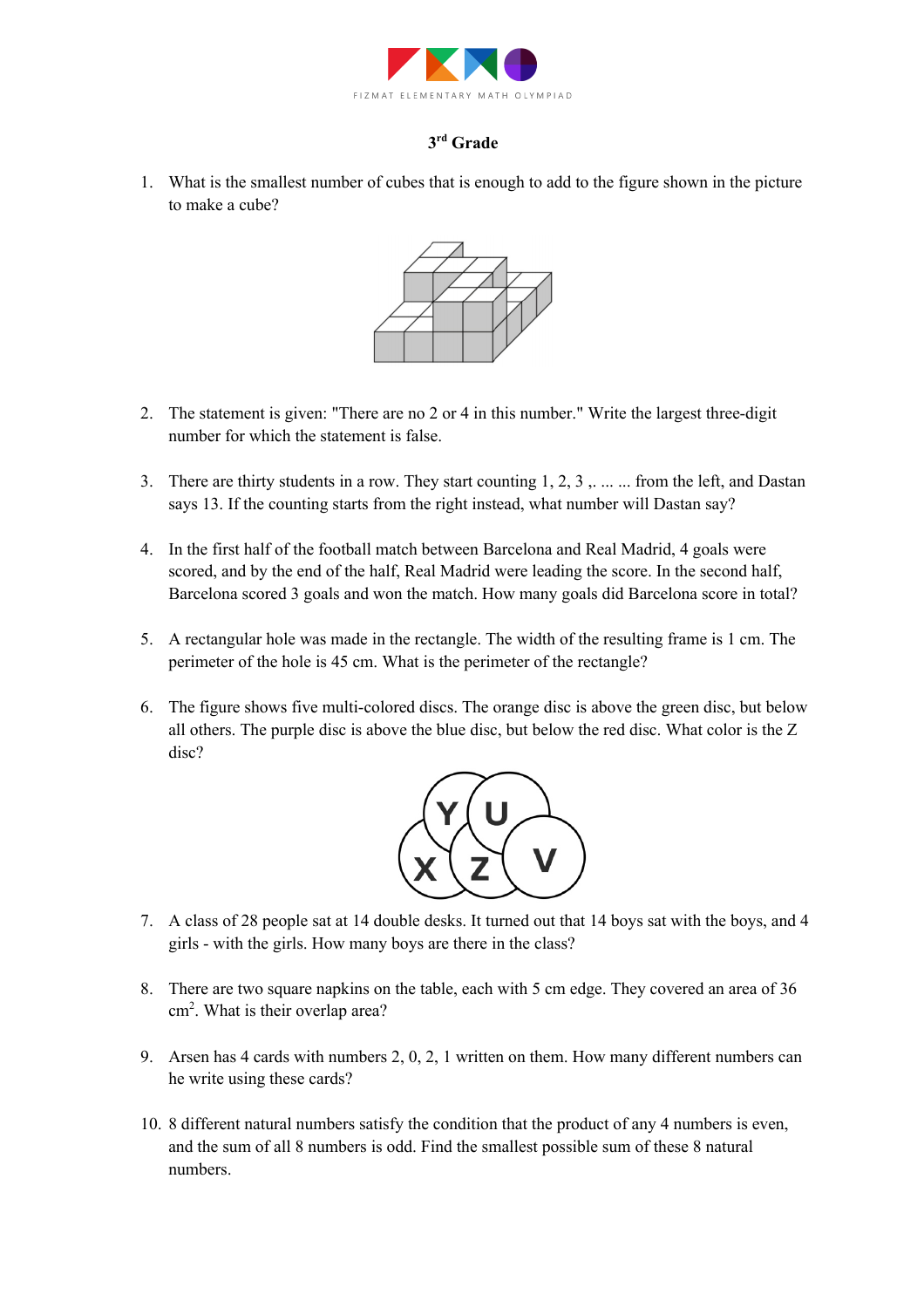FIZMAT ELEMENTARY MATH OLYMPIAD

## 3rd Grade

1. What is the smallest number of cubes that is enough to add to the figure shown in the picture to make a cube?

2. The statement is given: "There are no 2 or 4 in this number." Write the largest three-digit number for which the statement is false.

3. There are thirty students in a row. They start counting 1, 2, 3 ,. ... ... from the left, and Dastan says 13. If the counting starts from the right instead, what number will Dastan say?

4. In the first half of the football match between Barcelona and Real Madrid, 4 goals were scored, and by the end of the half, Real Madrid were leading the score. In the second half, Barcelona scored 3 goals and won the match. How many goals did Barcelona score in total?

5. A rectangular hole was made in the rectangle. The width of the resulting frame is 1 cm. The perimeter of the hole is 45 cm. What is the perimeter of the rectangle?

6. The figure shows five multi-colored discs. The orange disc is above the green disc, but below all others. The purple disc is above the blue disc, but below the red disc. What color is the Z disc?

7. A class of 28 people sat at 14 double desks. It turned out that 14 boys sat with the boys, and 4 girls - with the girls. How many boys are there in the class?

8. There are two square napkins on the table, each with 5 cm edge. They covered an area of 36 $cm^2$. What is their overlap area?

9. Arsen has 4 cards with numbers 2, 0, 2, 1 written on them. How many different numbers can he write using these cards?

10. 8 different natural numbers satisfy the condition that the product of any 4 numbers is even, and the sum of all 8 numbers is odd. Find the smallest possible sum of these 8 natural numbers.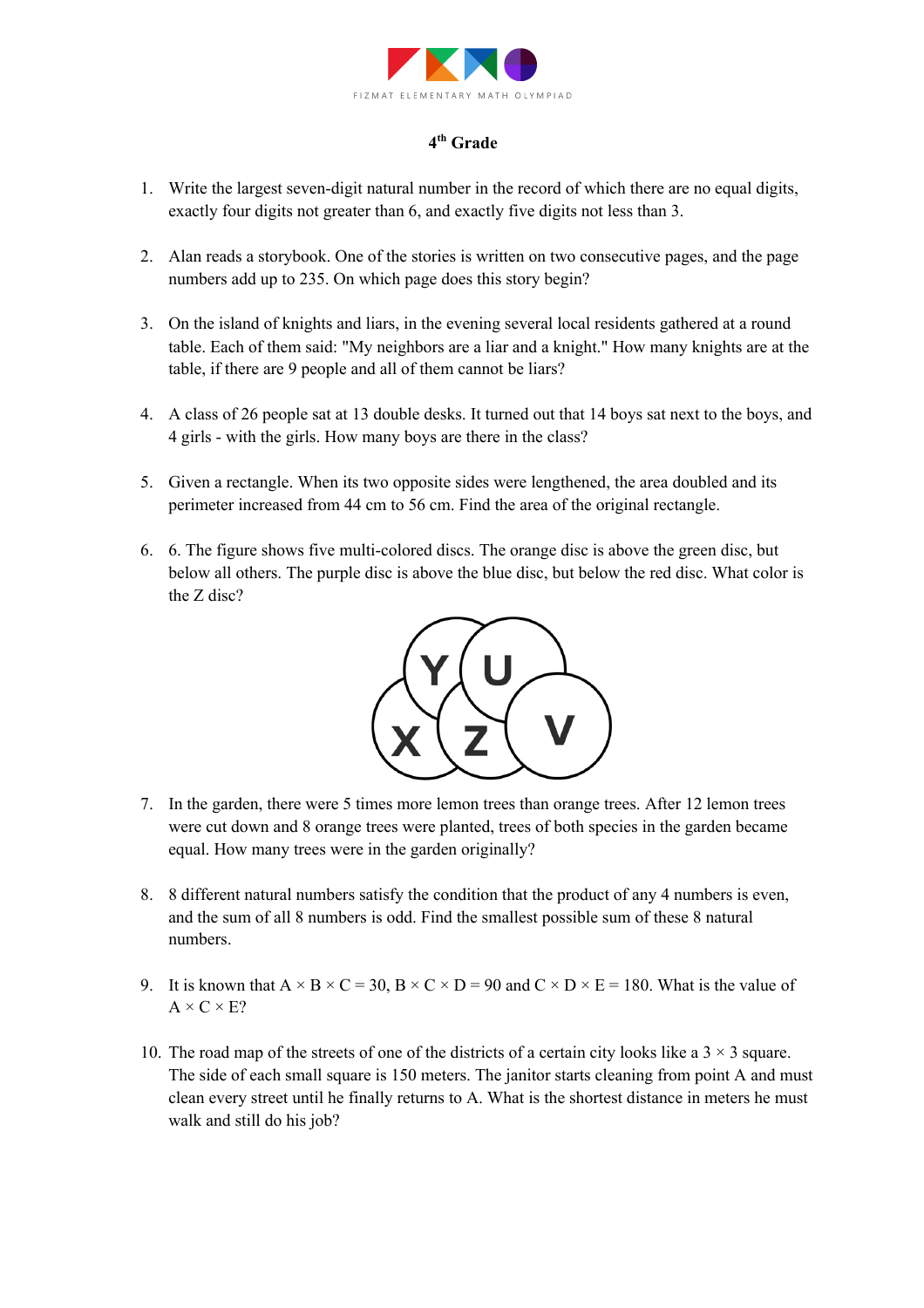FIZMAT ELEMENTARY MATH OLYMPIAD

## 4th Grade

1. Write the largest seven-digit natural number in the record of which there are no equal digits, exactly four digits not greater than 6, and exactly five digits not less than 3.

2. Alan reads a storybook. One of the stories is written on two consecutive pages, and the page numbers add up to 235. On which page does this story begin?

3. On the island of knights and liars, in the evening several local residents gathered at a round table. Each of them said: "My neighbors are a liar and a knight." How many knights are at the table, if there are 9 people and all of them cannot be liars?

4. A class of 26 people sat at 13 double desks. It turned out that 14 boys sat next to the boys, and 4 girls - with the girls. How many boys are there in the class?

5. Given a rectangle. When its two opposite sides were lengthened, the area doubled and its perimeter increased from 44 cm to 56 cm. Find the area of the original rectangle.

6. 6. The figure shows five multi-colored discs. The orange disc is above the green disc, but below all others. The purple disc is above the blue disc, but below the red disc. What color is the Z disc?

   Y U X Z V

7. In the garden, there were 5 times more lemon trees than orange trees. After 12 lemon trees were cut down and 8 orange trees were planted, trees of both species in the garden became equal. How many trees were in the garden originally?

8. 8 different natural numbers satisfy the condition that the product of any 4 numbers is even, and the sum of all 8 numbers is odd. Find the smallest possible sum of these 8 natural numbers.

9. It is known that $A \times B \times C = 30$, $B \times C \times D = 90$ and $C \times D \times E = 180$. What is the value of $A \times C \times E$?

10. The road map of the streets of one of the districts of a certain city looks like a $3 \times 3$ square. The side of each small square is 150 meters. The janitor starts cleaning from point A and must clean every street until he finally returns to A. What is the shortest distance in meters he must walk and still do his job?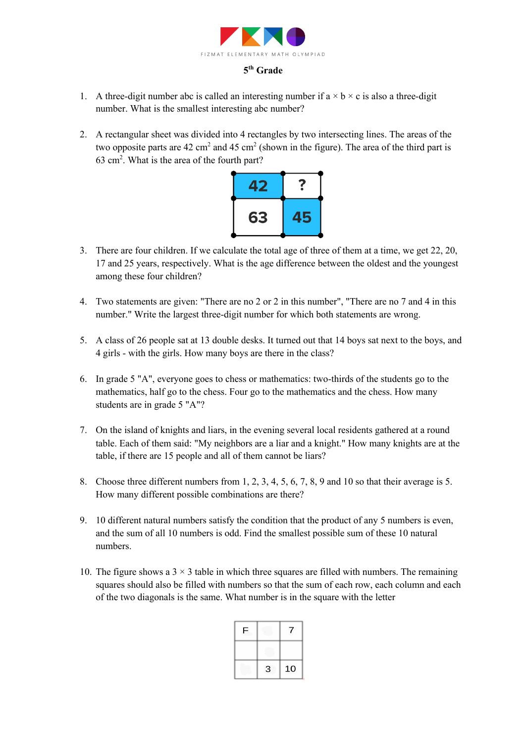FIZMAT ELEMENTARY MATH OLYMPIAD

**5th Grade**

1. A three-digit number abc is called an interesting number if a × b × c is also a three-digit number. What is the smallest interesting abc number?

2. A rectangular sheet was divided into 4 rectangles by two intersecting lines. The areas of the two opposite parts are 42 $cm^2$ and 45 $cm^2$ (shown in the figure). The area of the third part is 63 $cm^2$. What is the area of the fourth part?

| | |
|---|---|
| 42 | ? |
| 63 | 45 |

3. There are four children. If we calculate the total age of three of them at a time, we get 22, 20, 17 and 25 years, respectively. What is the age difference between the oldest and the youngest among these four children?

4. Two statements are given: "There are no 2 or 2 in this number", "There are no 7 and 4 in this number." Write the largest three-digit number for which both statements are wrong.

5. A class of 26 people sat at 13 double desks. It turned out that 14 boys sat next to the boys, and 4 girls - with the girls. How many boys are there in the class?

6. In grade 5 "A", everyone goes to chess or mathematics: two-thirds of the students go to the mathematics, half go to the chess. Four go to the mathematics and the chess. How many students are in grade 5 "A"?

7. On the island of knights and liars, in the evening several local residents gathered at a round table. Each of them said: "My neighbors are a liar and a knight." How many knights are at the table, if there are 15 people and all of them cannot be liars?

8. Choose three different numbers from 1, 2, 3, 4, 5, 6, 7, 8, 9 and 10 so that their average is 5. How many different possible combinations are there?

9. 10 different natural numbers satisfy the condition that the product of any 5 numbers is even, and the sum of all 10 numbers is odd. Find the smallest possible sum of these 10 natural numbers.

10. The figure shows a 3 × 3 table in which three squares are filled with numbers. The remaining squares should also be filled with numbers so that the sum of each row, each column and each of the two diagonals is the same. What number is in the square with the letter

| | | |
|---|---|---|
| F | | 7 |
| | | |
| | 3 | 10 |